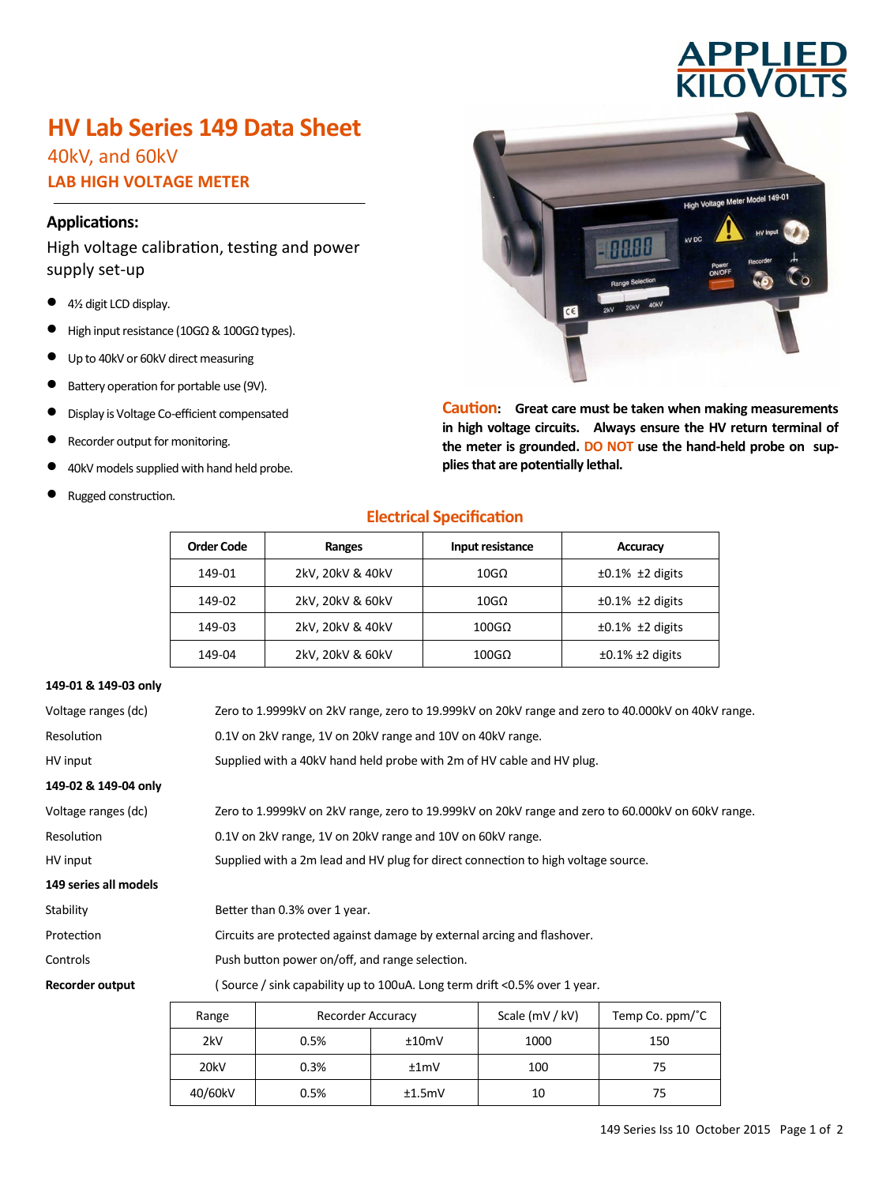APPLIED KILOVOLTS

# HV Lab Series 149 Data Sheet

## 40kV, and 60kV

### LAB HIGH VOLTAGE METER

### Applications:

High voltage calibration, testing and power supply set-up

- 4½ digit LCD display.
- High input resistance (10GΩ & 100GΩ types).
- Up to 40kV or 60kV direct measuring
- Battery operation for portable use (9V).
- Display is Voltage Co-efficient compensated
- Recorder output for monitoring.
- 40kV models supplied with hand held probe.
- Rugged construction.

**Caution: Great care must be taken when making measurements in high voltage circuits. Always ensure the HV return terminal of the meter is grounded. DO NOT use the hand-held probe on supplies that are potentially lethal.**

### Electrical Specification

| Order Code | Ranges | Input resistance | Accuracy |
|---|---|---|---|
| 149-01 | 2kV, 20kV & 40kV | 10GΩ | ±0.1% ±2 digits |
| 149-02 | 2kV, 20kV & 60kV | 10GΩ | ±0.1% ±2 digits |
| 149-03 | 2kV, 20kV & 40kV | 100GΩ | ±0.1% ±2 digits |
| 149-04 | 2kV, 20kV & 60kV | 100GΩ | ±0.1% ±2 digits |

**149-01 & 149-03 only**

| | |
|---|---|
| Voltage ranges (dc) | Zero to 1.9999kV on 2kV range, zero to 19.999kV on 20kV range and zero to 40.000kV on 40kV range. |
| Resolution | 0.1V on 2kV range, 1V on 20kV range and 10V on 40kV range. |
| HV input | Supplied with a 40kV hand held probe with 2m of HV cable and HV plug. |

**149-02 & 149-04 only**

| | |
|---|---|
| Voltage ranges (dc) | Zero to 1.9999kV on 2kV range, zero to 19.999kV on 20kV range and zero to 60.000kV on 60kV range. |
| Resolution | 0.1V on 2kV range, 1V on 20kV range and 10V on 60kV range. |
| HV input | Supplied with a 2m lead and HV plug for direct connection to high voltage source. |

**149 series all models**

| | |
|---|---|
| Stability | Better than 0.3% over 1 year. |
| Protection | Circuits are protected against damage by external arcing and flashover. |
| Controls | Push button power on/off, and range selection. |
| **Recorder output** | ( Source / sink capability up to 100uA. Long term drift <0.5% over 1 year. |

| Range | Recorder Accuracy | | Scale (mV / kV) | Temp Co. ppm/˚C |
|---|---|---|---|---|
| 2kV | 0.5% | ±10mV | 1000 | 150 |
| 20kV | 0.3% | ±1mV | 100 | 75 |
| 40/60kV | 0.5% | ±1.5mV | 10 | 75 |

149 Series Iss 10 October 2015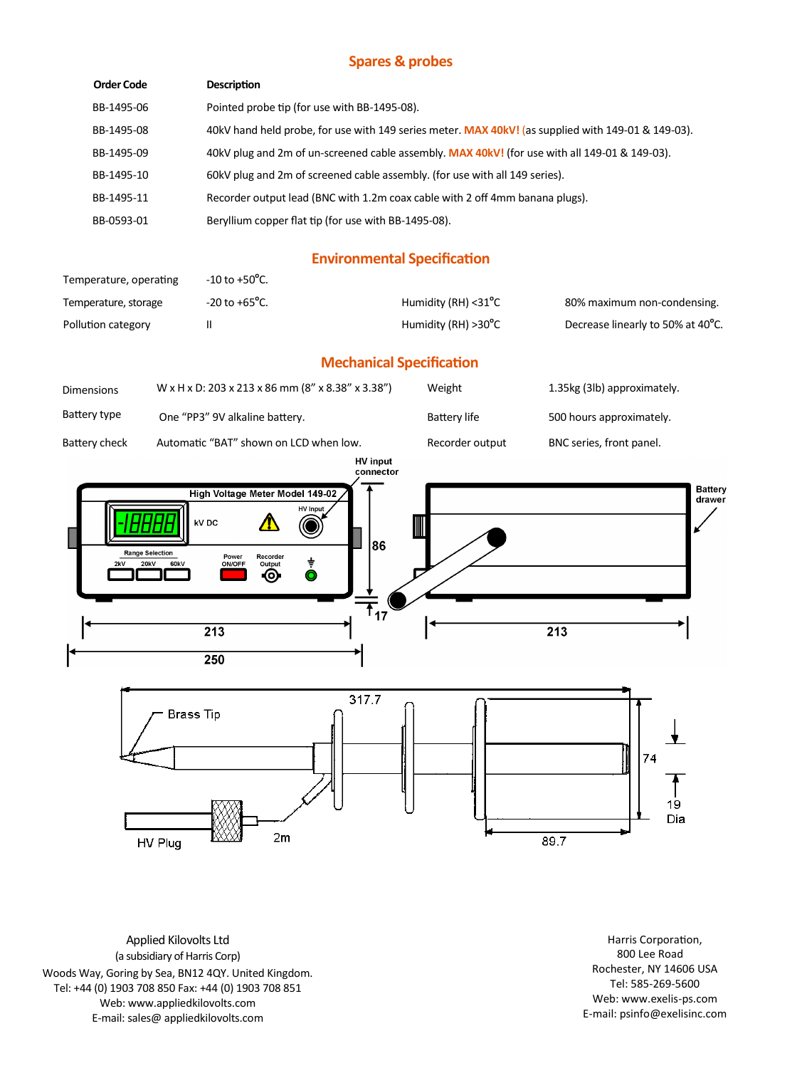## Spares & probes

| Order Code | Description |
|---|---|
| BB-1495-06 | Pointed probe tip (for use with BB-1495-08). |
| BB-1495-08 | 40kV hand held probe, for use with 149 series meter. **MAX 40kV!** (as supplied with 149-01 & 149-03). |
| BB-1495-09 | 40kV plug and 2m of un-screened cable assembly. **MAX 40kV!** (for use with all 149-01 & 149-03). |
| BB-1495-10 | 60kV plug and 2m of screened cable assembly. (for use with all 149 series). |
| BB-1495-11 | Recorder output lead (BNC with 1.2m coax cable with 2 off 4mm banana plugs). |
| BB-0593-01 | Beryllium copper flat tip (for use with BB-1495-08). |

## Environmental Specification

| | | | |
|---|---|---|---|
| Temperature, operating | -10 to +50°C. | | |
| Temperature, storage | -20 to +65°C. | Humidity (RH) <31°C | 80% maximum non-condensing. |
| Pollution category | II | Humidity (RH) >30°C | Decrease linearly to 50% at 40°C. |

## Mechanical Specification

| | | | |
|---|---|---|---|
| Dimensions | W x H x D: 203 x 213 x 86 mm (8" x 8.38" x 3.38") | Weight | 1.35kg (3lb) approximately. |
| Battery type | One "PP3" 9V alkaline battery. | Battery life | 500 hours approximately. |
| Battery check | Automatic "BAT" shown on LCD when low. | Recorder output | BNC series, front panel. |

HV input connector

High Voltage Meter Model 149-02

-18888

kV DC

HV Input

Range Selection

2kV 20kV 60kV

Power ON/OFF

Recorder Output

86

17

213

250

Battery drawer

213

317.7

Brass Tip

74

19 Dia

HV Plug

2m

89.7

Applied Kilovolts Ltd
(a subsidiary of Harris Corp)
Woods Way, Goring by Sea, BN12 4QY. United Kingdom.
Tel: +44 (0) 1903 708 850 Fax: +44 (0) 1903 708 851
Web: www.appliedkilovolts.com
E-mail: sales@ appliedkilovolts.com

Harris Corporation,
800 Lee Road
Rochester, NY 14606 USA
Tel: 585-269-5600
Web: www.exelis-ps.com
E-mail: psinfo@exelisinc.com